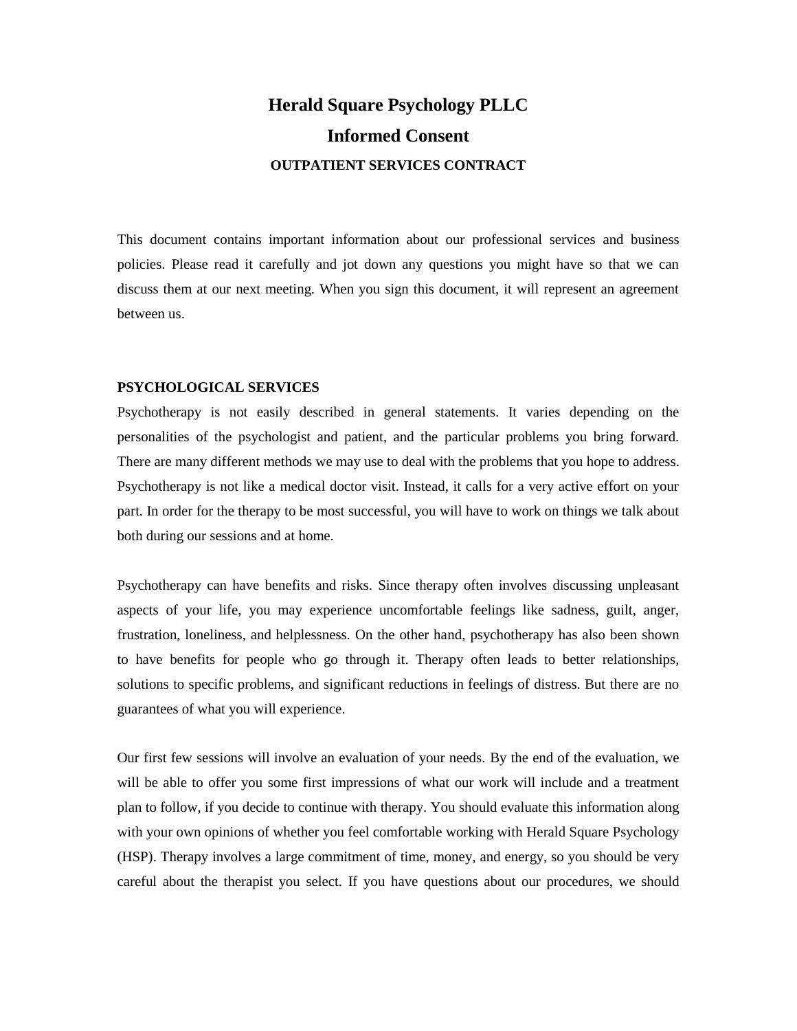# Herald Square Psychology PLLC

## Informed Consent

### OUTPATIENT SERVICES CONTRACT

This document contains important information about our professional services and business policies. Please read it carefully and jot down any questions you might have so that we can discuss them at our next meeting. When you sign this document, it will represent an agreement between us.

**PSYCHOLOGICAL SERVICES**

Psychotherapy is not easily described in general statements. It varies depending on the personalities of the psychologist and patient, and the particular problems you bring forward. There are many different methods we may use to deal with the problems that you hope to address. Psychotherapy is not like a medical doctor visit. Instead, it calls for a very active effort on your part. In order for the therapy to be most successful, you will have to work on things we talk about both during our sessions and at home.

Psychotherapy can have benefits and risks. Since therapy often involves discussing unpleasant aspects of your life, you may experience uncomfortable feelings like sadness, guilt, anger, frustration, loneliness, and helplessness. On the other hand, psychotherapy has also been shown to have benefits for people who go through it. Therapy often leads to better relationships, solutions to specific problems, and significant reductions in feelings of distress. But there are no guarantees of what you will experience.

Our first few sessions will involve an evaluation of your needs. By the end of the evaluation, we will be able to offer you some first impressions of what our work will include and a treatment plan to follow, if you decide to continue with therapy. You should evaluate this information along with your own opinions of whether you feel comfortable working with Herald Square Psychology (HSP). Therapy involves a large commitment of time, money, and energy, so you should be very careful about the therapist you select. If you have questions about our procedures, we should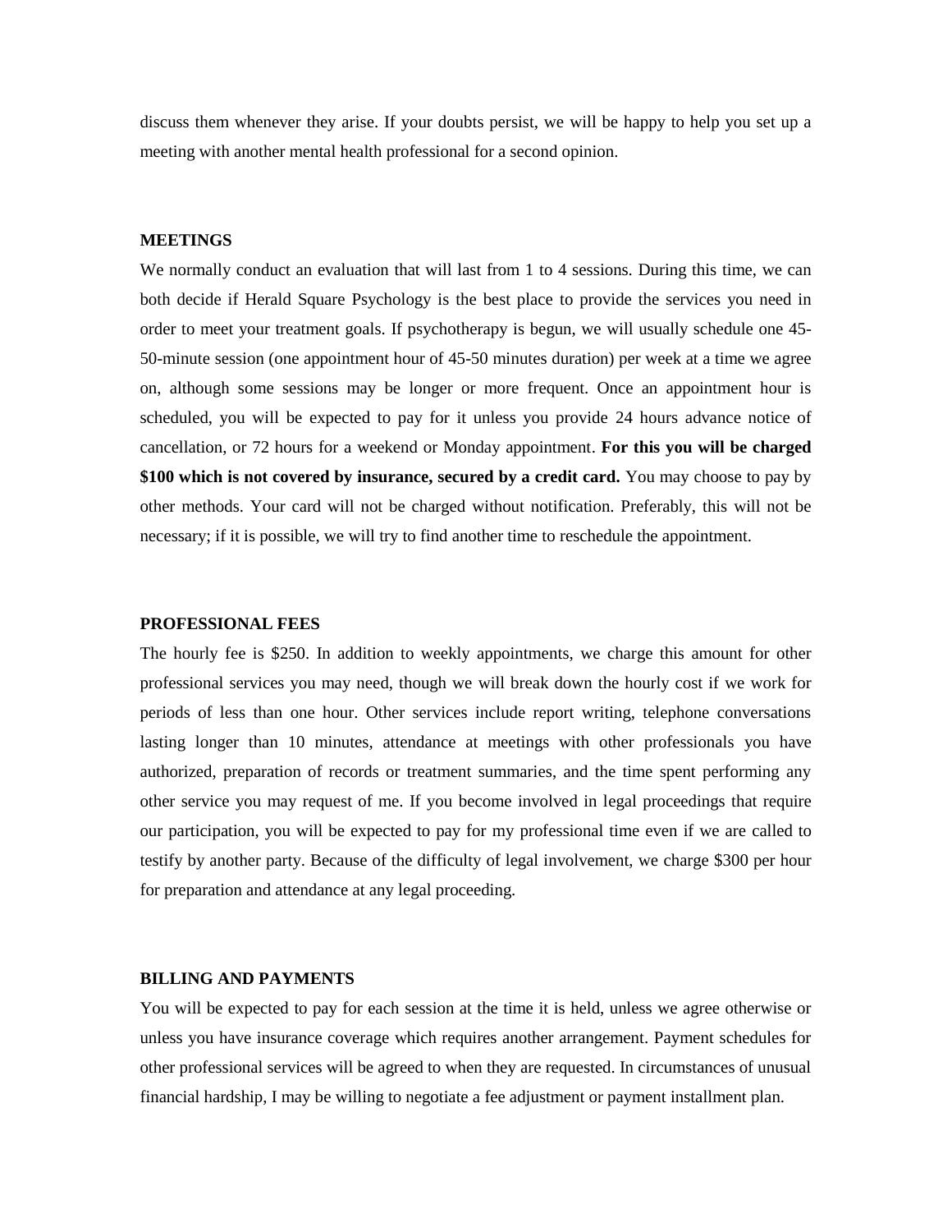discuss them whenever they arise. If your doubts persist, we will be happy to help you set up a meeting with another mental health professional for a second opinion.

## MEETINGS

We normally conduct an evaluation that will last from 1 to 4 sessions. During this time, we can both decide if Herald Square Psychology is the best place to provide the services you need in order to meet your treatment goals. If psychotherapy is begun, we will usually schedule one 45-50-minute session (one appointment hour of 45-50 minutes duration) per week at a time we agree on, although some sessions may be longer or more frequent. Once an appointment hour is scheduled, you will be expected to pay for it unless you provide 24 hours advance notice of cancellation, or 72 hours for a weekend or Monday appointment. **For this you will be charged $100 which is not covered by insurance, secured by a credit card.** You may choose to pay by other methods. Your card will not be charged without notification. Preferably, this will not be necessary; if it is possible, we will try to find another time to reschedule the appointment.

## PROFESSIONAL FEES

The hourly fee is $250. In addition to weekly appointments, we charge this amount for other professional services you may need, though we will break down the hourly cost if we work for periods of less than one hour. Other services include report writing, telephone conversations lasting longer than 10 minutes, attendance at meetings with other professionals you have authorized, preparation of records or treatment summaries, and the time spent performing any other service you may request of me. If you become involved in legal proceedings that require our participation, you will be expected to pay for my professional time even if we are called to testify by another party. Because of the difficulty of legal involvement, we charge $300 per hour for preparation and attendance at any legal proceeding.

## BILLING AND PAYMENTS

You will be expected to pay for each session at the time it is held, unless we agree otherwise or unless you have insurance coverage which requires another arrangement. Payment schedules for other professional services will be agreed to when they are requested. In circumstances of unusual financial hardship, I may be willing to negotiate a fee adjustment or payment installment plan.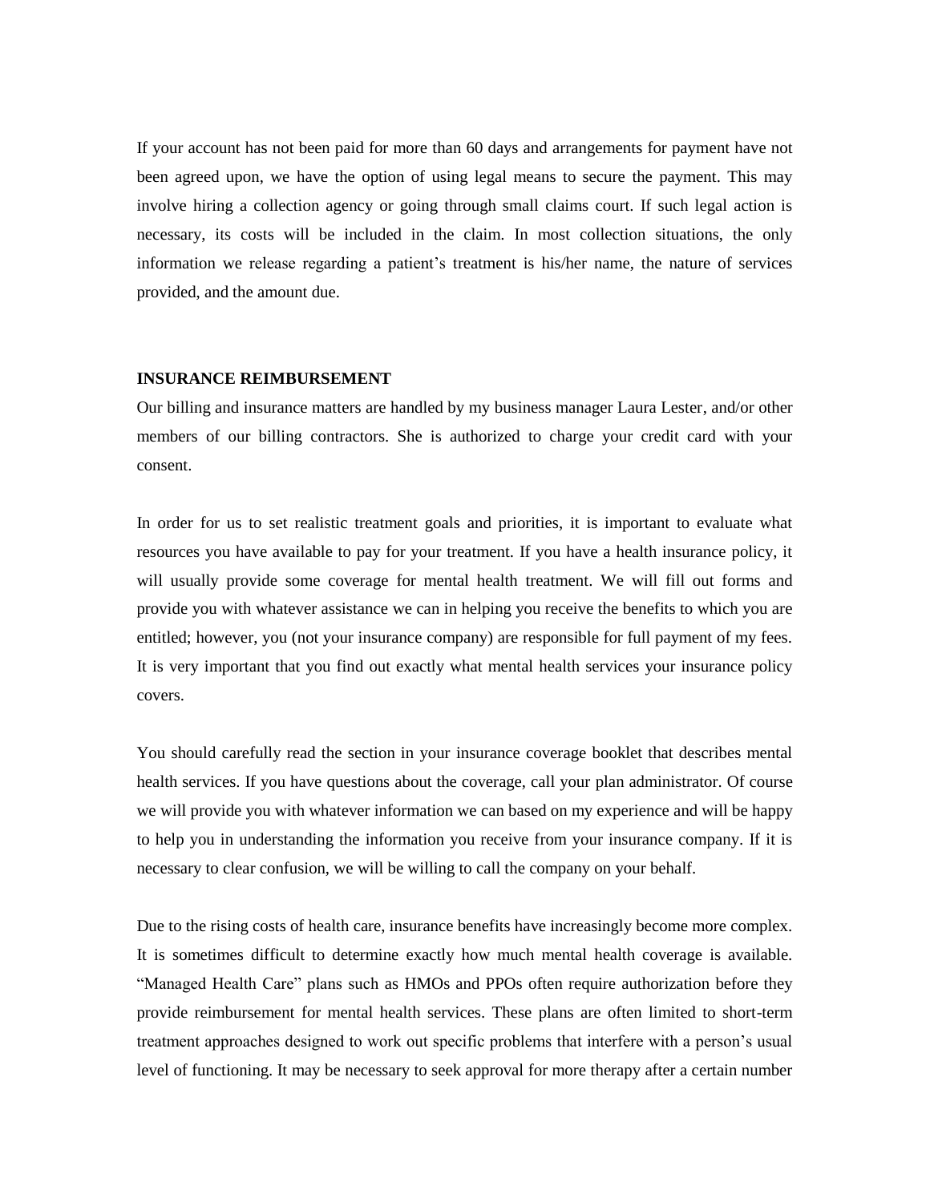If your account has not been paid for more than 60 days and arrangements for payment have not been agreed upon, we have the option of using legal means to secure the payment. This may involve hiring a collection agency or going through small claims court. If such legal action is necessary, its costs will be included in the claim. In most collection situations, the only information we release regarding a patient's treatment is his/her name, the nature of services provided, and the amount due.

**INSURANCE REIMBURSEMENT**

Our billing and insurance matters are handled by my business manager Laura Lester, and/or other members of our billing contractors. She is authorized to charge your credit card with your consent.

In order for us to set realistic treatment goals and priorities, it is important to evaluate what resources you have available to pay for your treatment. If you have a health insurance policy, it will usually provide some coverage for mental health treatment. We will fill out forms and provide you with whatever assistance we can in helping you receive the benefits to which you are entitled; however, you (not your insurance company) are responsible for full payment of my fees. It is very important that you find out exactly what mental health services your insurance policy covers.

You should carefully read the section in your insurance coverage booklet that describes mental health services. If you have questions about the coverage, call your plan administrator. Of course we will provide you with whatever information we can based on my experience and will be happy to help you in understanding the information you receive from your insurance company. If it is necessary to clear confusion, we will be willing to call the company on your behalf.

Due to the rising costs of health care, insurance benefits have increasingly become more complex. It is sometimes difficult to determine exactly how much mental health coverage is available. "Managed Health Care" plans such as HMOs and PPOs often require authorization before they provide reimbursement for mental health services. These plans are often limited to short-term treatment approaches designed to work out specific problems that interfere with a person's usual level of functioning. It may be necessary to seek approval for more therapy after a certain number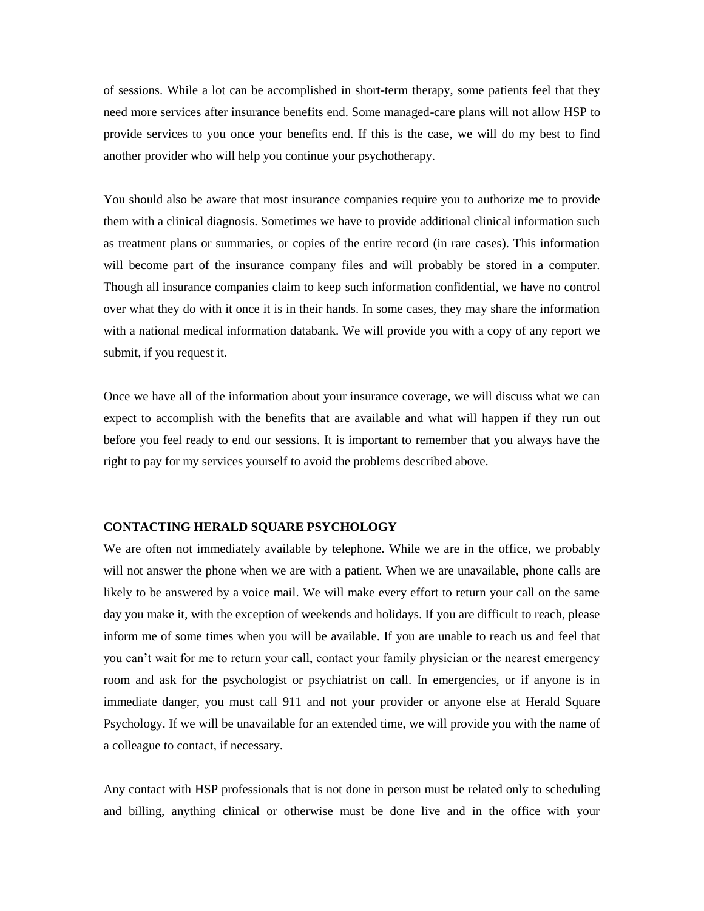of sessions. While a lot can be accomplished in short-term therapy, some patients feel that they need more services after insurance benefits end. Some managed-care plans will not allow HSP to provide services to you once your benefits end. If this is the case, we will do my best to find another provider who will help you continue your psychotherapy.

You should also be aware that most insurance companies require you to authorize me to provide them with a clinical diagnosis. Sometimes we have to provide additional clinical information such as treatment plans or summaries, or copies of the entire record (in rare cases). This information will become part of the insurance company files and will probably be stored in a computer. Though all insurance companies claim to keep such information confidential, we have no control over what they do with it once it is in their hands. In some cases, they may share the information with a national medical information databank. We will provide you with a copy of any report we submit, if you request it.

Once we have all of the information about your insurance coverage, we will discuss what we can expect to accomplish with the benefits that are available and what will happen if they run out before you feel ready to end our sessions. It is important to remember that you always have the right to pay for my services yourself to avoid the problems described above.

**CONTACTING HERALD SQUARE PSYCHOLOGY**

We are often not immediately available by telephone. While we are in the office, we probably will not answer the phone when we are with a patient. When we are unavailable, phone calls are likely to be answered by a voice mail. We will make every effort to return your call on the same day you make it, with the exception of weekends and holidays. If you are difficult to reach, please inform me of some times when you will be available. If you are unable to reach us and feel that you can't wait for me to return your call, contact your family physician or the nearest emergency room and ask for the psychologist or psychiatrist on call. In emergencies, or if anyone is in immediate danger, you must call 911 and not your provider or anyone else at Herald Square Psychology. If we will be unavailable for an extended time, we will provide you with the name of a colleague to contact, if necessary.

Any contact with HSP professionals that is not done in person must be related only to scheduling and billing, anything clinical or otherwise must be done live and in the office with your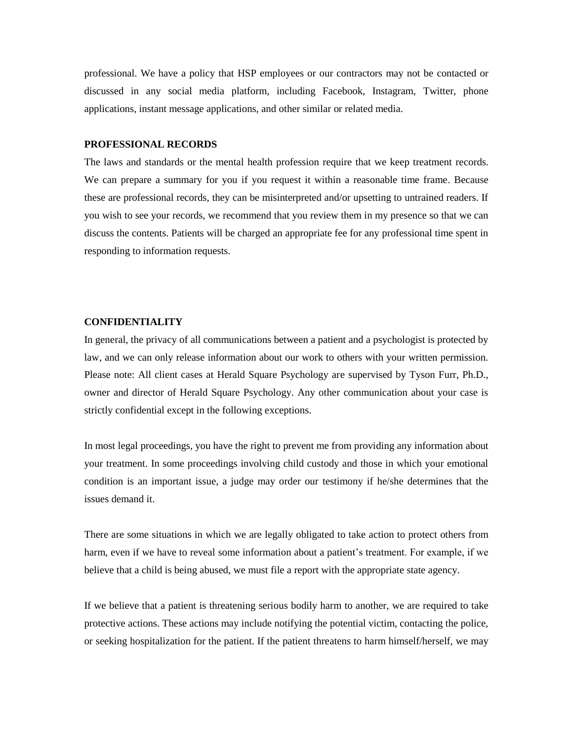professional. We have a policy that HSP employees or our contractors may not be contacted or discussed in any social media platform, including Facebook, Instagram, Twitter, phone applications, instant message applications, and other similar or related media.

**PROFESSIONAL RECORDS**

The laws and standards or the mental health profession require that we keep treatment records. We can prepare a summary for you if you request it within a reasonable time frame. Because these are professional records, they can be misinterpreted and/or upsetting to untrained readers. If you wish to see your records, we recommend that you review them in my presence so that we can discuss the contents. Patients will be charged an appropriate fee for any professional time spent in responding to information requests.

**CONFIDENTIALITY**

In general, the privacy of all communications between a patient and a psychologist is protected by law, and we can only release information about our work to others with your written permission. Please note: All client cases at Herald Square Psychology are supervised by Tyson Furr, Ph.D., owner and director of Herald Square Psychology. Any other communication about your case is strictly confidential except in the following exceptions.

In most legal proceedings, you have the right to prevent me from providing any information about your treatment. In some proceedings involving child custody and those in which your emotional condition is an important issue, a judge may order our testimony if he/she determines that the issues demand it.

There are some situations in which we are legally obligated to take action to protect others from harm, even if we have to reveal some information about a patient's treatment. For example, if we believe that a child is being abused, we must file a report with the appropriate state agency.

If we believe that a patient is threatening serious bodily harm to another, we are required to take protective actions. These actions may include notifying the potential victim, contacting the police, or seeking hospitalization for the patient. If the patient threatens to harm himself/herself, we may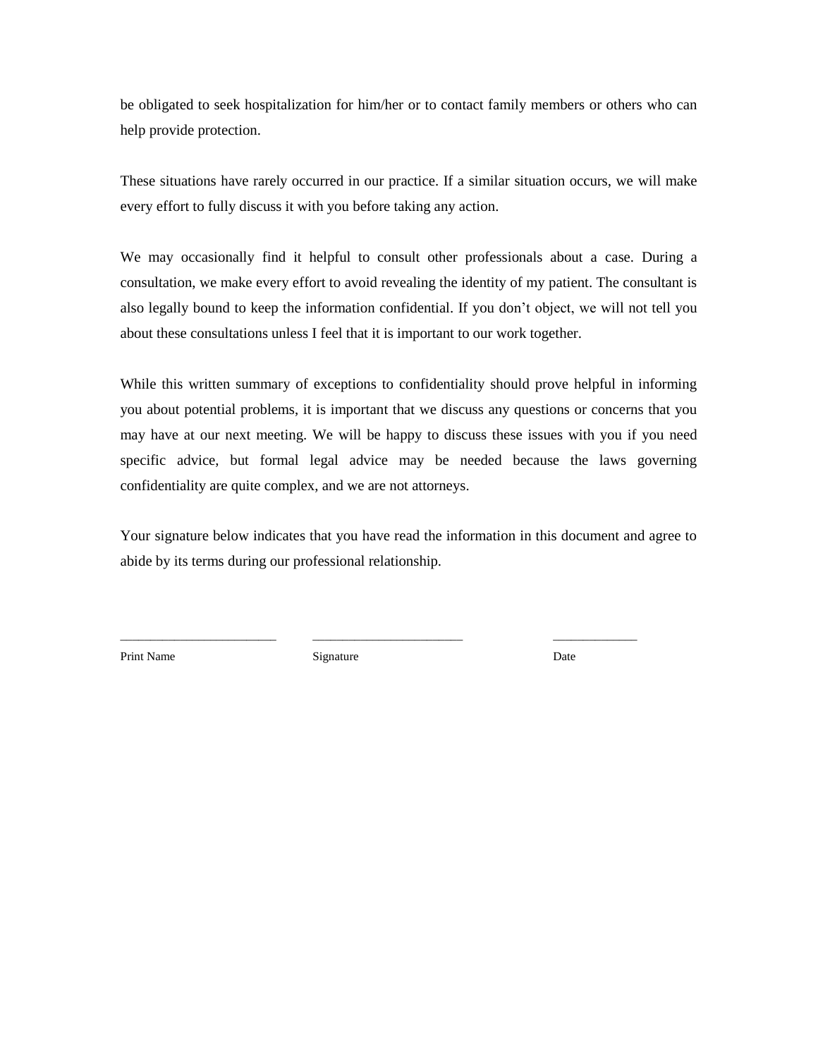be obligated to seek hospitalization for him/her or to contact family members or others who can help provide protection.

These situations have rarely occurred in our practice. If a similar situation occurs, we will make every effort to fully discuss it with you before taking any action.

We may occasionally find it helpful to consult other professionals about a case. During a consultation, we make every effort to avoid revealing the identity of my patient. The consultant is also legally bound to keep the information confidential. If you don't object, we will not tell you about these consultations unless I feel that it is important to our work together.

While this written summary of exceptions to confidentiality should prove helpful in informing you about potential problems, it is important that we discuss any questions or concerns that you may have at our next meeting. We will be happy to discuss these issues with you if you need specific advice, but formal legal advice may be needed because the laws governing confidentiality are quite complex, and we are not attorneys.

Your signature below indicates that you have read the information in this document and agree to abide by its terms during our professional relationship.

| | | |
|---|---|---|
| ________________________ | ________________________ | _____________ |
| Print Name | Signature | Date |